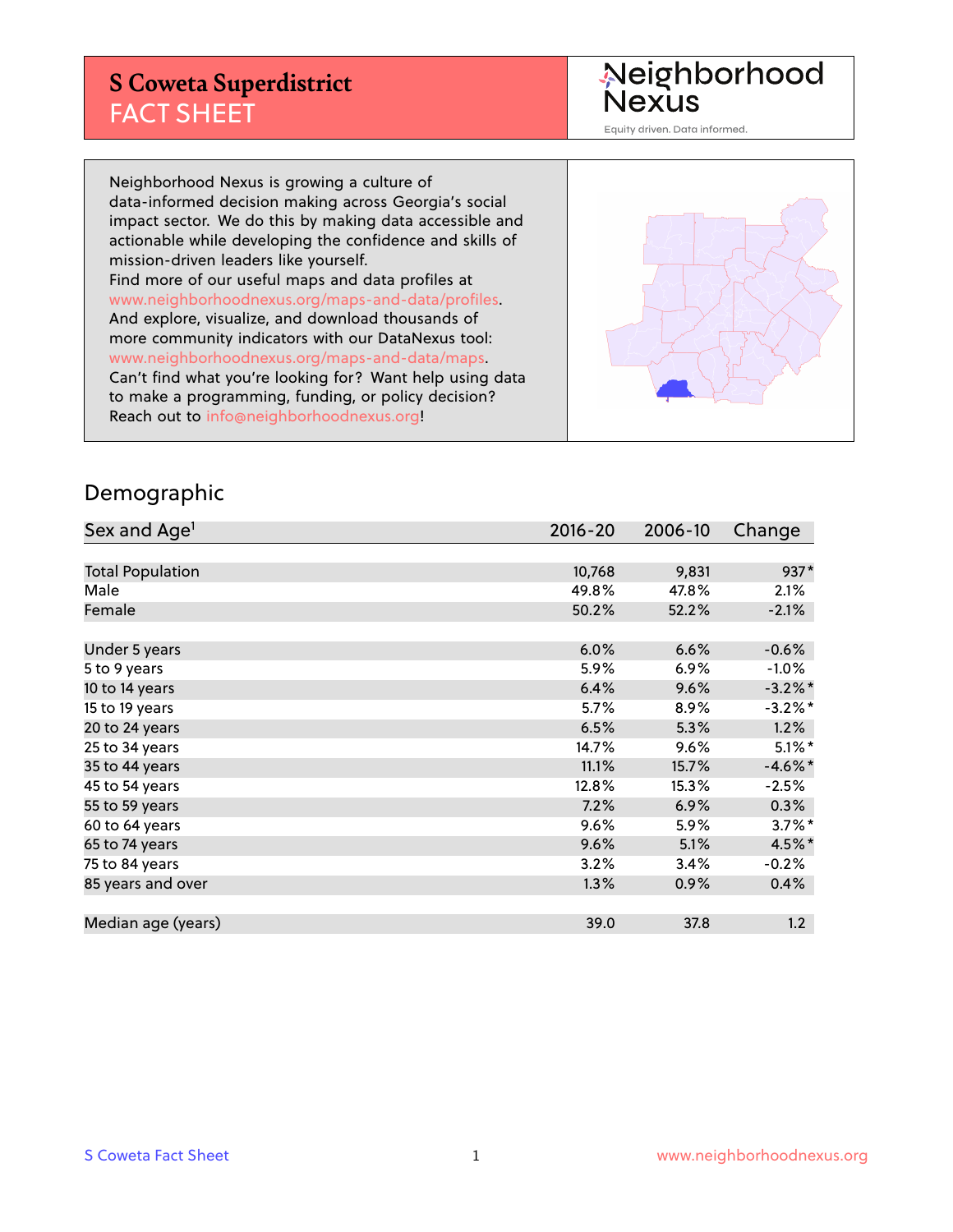# S Coweta Superdistrict
## FACT SHEET

Neighborhood Nexus
Equity driven. Data informed.

Neighborhood Nexus is growing a culture of data-informed decision making across Georgia's social impact sector. We do this by making data accessible and actionable while developing the confidence and skills of mission-driven leaders like yourself.
Find more of our useful maps and data profiles at www.neighborhoodnexus.org/maps-and-data/profiles.
And explore, visualize, and download thousands of more community indicators with our DataNexus tool: www.neighborhoodnexus.org/maps-and-data/maps.
Can't find what you're looking for? Want help using data to make a programming, funding, or policy decision? Reach out to info@neighborhoodnexus.org!

## Demographic

| Sex and Age[1] | 2016-20 | 2006-10 | Change |
|---|---|---|---|
| Total Population | 10,768 | 9,831 | 937* |
| Male | 49.8% | 47.8% | 2.1% |
| Female | 50.2% | 52.2% | -2.1% |
| | | | |
| Under 5 years | 6.0% | 6.6% | -0.6% |
| 5 to 9 years | 5.9% | 6.9% | -1.0% |
| 10 to 14 years | 6.4% | 9.6% | -3.2%* |
| 15 to 19 years | 5.7% | 8.9% | -3.2%* |
| 20 to 24 years | 6.5% | 5.3% | 1.2% |
| 25 to 34 years | 14.7% | 9.6% | 5.1%* |
| 35 to 44 years | 11.1% | 15.7% | -4.6%* |
| 45 to 54 years | 12.8% | 15.3% | -2.5% |
| 55 to 59 years | 7.2% | 6.9% | 0.3% |
| 60 to 64 years | 9.6% | 5.9% | 3.7%* |
| 65 to 74 years | 9.6% | 5.1% | 4.5%* |
| 75 to 84 years | 3.2% | 3.4% | -0.2% |
| 85 years and over | 1.3% | 0.9% | 0.4% |
| | | | |
| Median age (years) | 39.0 | 37.8 | 1.2 |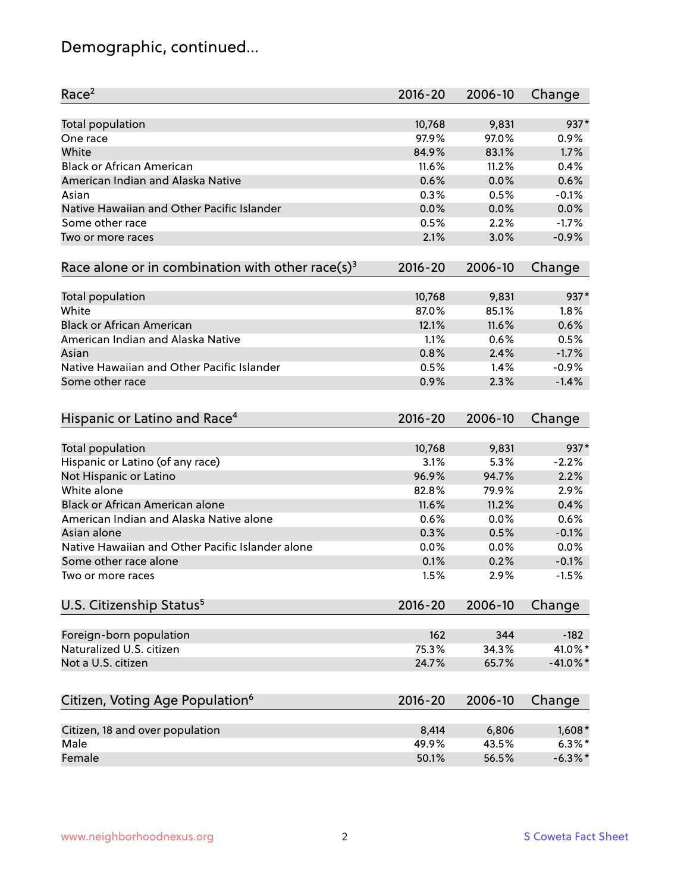## Demographic, continued...

| Race[2] | 2016-20 | 2006-10 | Change |
|---|---|---|---|
| Total population | 10,768 | 9,831 | 937* |
| One race | 97.9% | 97.0% | 0.9% |
| White | 84.9% | 83.1% | 1.7% |
| Black or African American | 11.6% | 11.2% | 0.4% |
| American Indian and Alaska Native | 0.6% | 0.0% | 0.6% |
| Asian | 0.3% | 0.5% | -0.1% |
| Native Hawaiian and Other Pacific Islander | 0.0% | 0.0% | 0.0% |
| Some other race | 0.5% | 2.2% | -1.7% |
| Two or more races | 2.1% | 3.0% | -0.9% |

| Race alone or in combination with other race(s)[3] | 2016-20 | 2006-10 | Change |
|---|---|---|---|
| Total population | 10,768 | 9,831 | 937* |
| White | 87.0% | 85.1% | 1.8% |
| Black or African American | 12.1% | 11.6% | 0.6% |
| American Indian and Alaska Native | 1.1% | 0.6% | 0.5% |
| Asian | 0.8% | 2.4% | -1.7% |
| Native Hawaiian and Other Pacific Islander | 0.5% | 1.4% | -0.9% |
| Some other race | 0.9% | 2.3% | -1.4% |

| Hispanic or Latino and Race[4] | 2016-20 | 2006-10 | Change |
|---|---|---|---|
| Total population | 10,768 | 9,831 | 937* |
| Hispanic or Latino (of any race) | 3.1% | 5.3% | -2.2% |
| Not Hispanic or Latino | 96.9% | 94.7% | 2.2% |
| White alone | 82.8% | 79.9% | 2.9% |
| Black or African American alone | 11.6% | 11.2% | 0.4% |
| American Indian and Alaska Native alone | 0.6% | 0.0% | 0.6% |
| Asian alone | 0.3% | 0.5% | -0.1% |
| Native Hawaiian and Other Pacific Islander alone | 0.0% | 0.0% | 0.0% |
| Some other race alone | 0.1% | 0.2% | -0.1% |
| Two or more races | 1.5% | 2.9% | -1.5% |

| U.S. Citizenship Status[5] | 2016-20 | 2006-10 | Change |
|---|---|---|---|
| Foreign-born population | 162 | 344 | -182 |
| Naturalized U.S. citizen | 75.3% | 34.3% | 41.0%* |
| Not a U.S. citizen | 24.7% | 65.7% | -41.0%* |

| Citizen, Voting Age Population[6] | 2016-20 | 2006-10 | Change |
|---|---|---|---|
| Citizen, 18 and over population | 8,414 | 6,806 | 1,608* |
| Male | 49.9% | 43.5% | 6.3%* |
| Female | 50.1% | 56.5% | -6.3%* |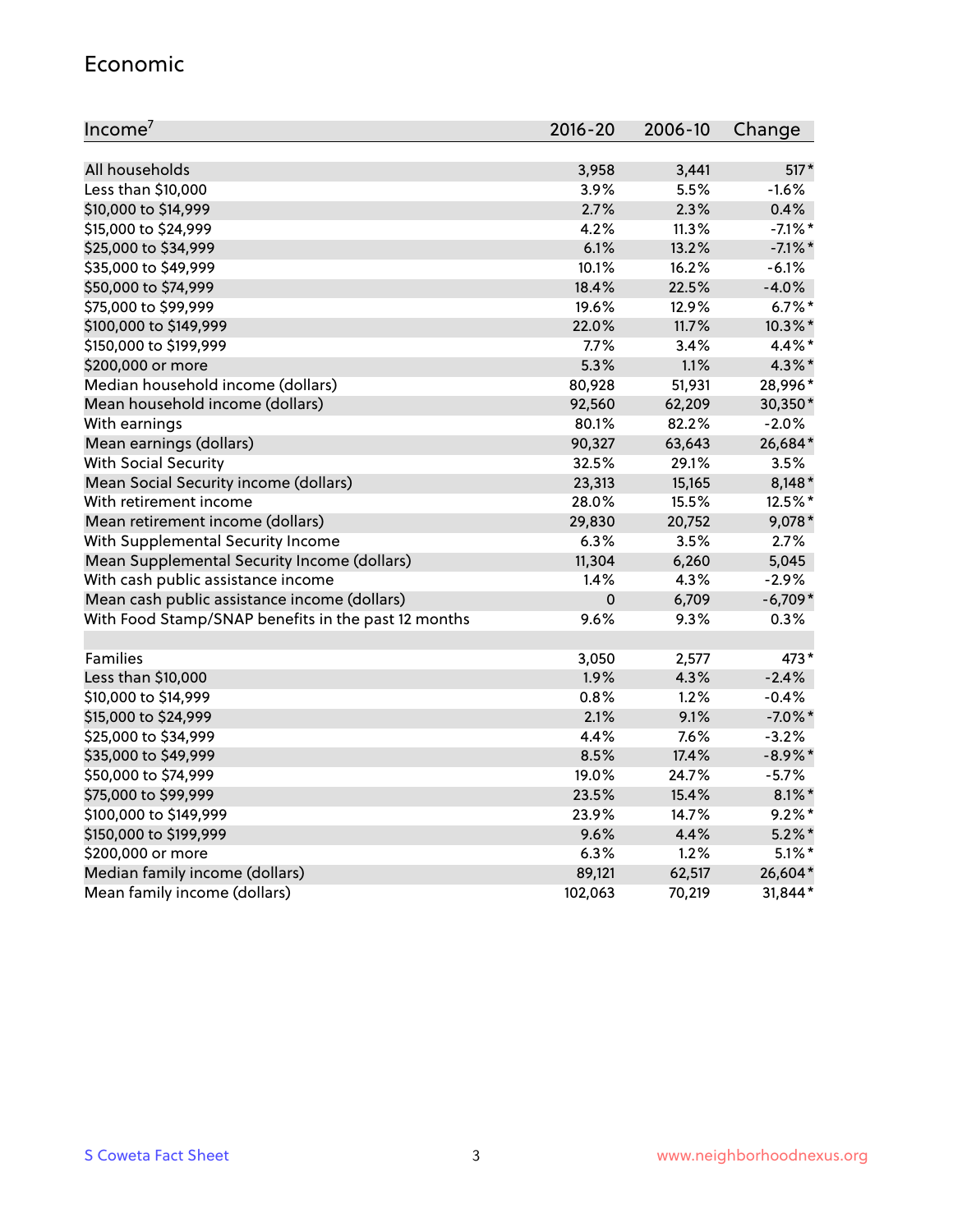## Economic

| Income[7] | 2016-20 | 2006-10 | Change |
|---|---|---|---|
| All households | 3,958 | 3,441 | 517* |
| Less than $10,000 | 3.9% | 5.5% | -1.6% |
| $10,000 to $14,999 | 2.7% | 2.3% | 0.4% |
| $15,000 to $24,999 | 4.2% | 11.3% | -7.1%* |
| $25,000 to $34,999 | 6.1% | 13.2% | -7.1%* |
| $35,000 to $49,999 | 10.1% | 16.2% | -6.1% |
| $50,000 to $74,999 | 18.4% | 22.5% | -4.0% |
| $75,000 to $99,999 | 19.6% | 12.9% | 6.7%* |
| $100,000 to $149,999 | 22.0% | 11.7% | 10.3%* |
| $150,000 to $199,999 | 7.7% | 3.4% | 4.4%* |
| $200,000 or more | 5.3% | 1.1% | 4.3%* |
| Median household income (dollars) | 80,928 | 51,931 | 28,996* |
| Mean household income (dollars) | 92,560 | 62,209 | 30,350* |
| With earnings | 80.1% | 82.2% | -2.0% |
| Mean earnings (dollars) | 90,327 | 63,643 | 26,684* |
| With Social Security | 32.5% | 29.1% | 3.5% |
| Mean Social Security income (dollars) | 23,313 | 15,165 | 8,148* |
| With retirement income | 28.0% | 15.5% | 12.5%* |
| Mean retirement income (dollars) | 29,830 | 20,752 | 9,078* |
| With Supplemental Security Income | 6.3% | 3.5% | 2.7% |
| Mean Supplemental Security Income (dollars) | 11,304 | 6,260 | 5,045 |
| With cash public assistance income | 1.4% | 4.3% | -2.9% |
| Mean cash public assistance income (dollars) | 0 | 6,709 | -6,709* |
| With Food Stamp/SNAP benefits in the past 12 months | 9.6% | 9.3% | 0.3% |
| | | | |
| Families | 3,050 | 2,577 | 473* |
| Less than $10,000 | 1.9% | 4.3% | -2.4% |
| $10,000 to $14,999 | 0.8% | 1.2% | -0.4% |
| $15,000 to $24,999 | 2.1% | 9.1% | -7.0%* |
| $25,000 to $34,999 | 4.4% | 7.6% | -3.2% |
| $35,000 to $49,999 | 8.5% | 17.4% | -8.9%* |
| $50,000 to $74,999 | 19.0% | 24.7% | -5.7% |
| $75,000 to $99,999 | 23.5% | 15.4% | 8.1%* |
| $100,000 to $149,999 | 23.9% | 14.7% | 9.2%* |
| $150,000 to $199,999 | 9.6% | 4.4% | 5.2%* |
| $200,000 or more | 6.3% | 1.2% | 5.1%* |
| Median family income (dollars) | 89,121 | 62,517 | 26,604* |
| Mean family income (dollars) | 102,063 | 70,219 | 31,844* |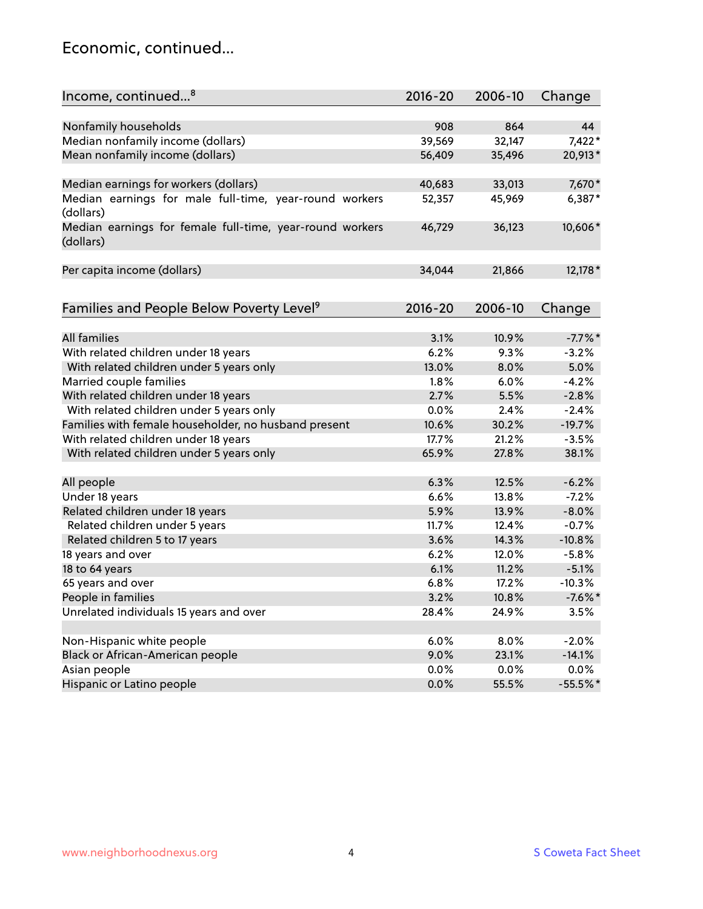## Economic, continued...

| Income, continued...[8] | 2016-20 | 2006-10 | Change |
| --- | --- | --- | --- |
| Nonfamily households | 908 | 864 | 44 |
| Median nonfamily income (dollars) | 39,569 | 32,147 | 7,422* |
| Mean nonfamily income (dollars) | 56,409 | 35,496 | 20,913* |
| Median earnings for workers (dollars) | 40,683 | 33,013 | 7,670* |
| Median earnings for male full-time, year-round workers (dollars) | 52,357 | 45,969 | 6,387* |
| Median earnings for female full-time, year-round workers (dollars) | 46,729 | 36,123 | 10,606* |
| Per capita income (dollars) | 34,044 | 21,866 | 12,178* |

| Families and People Below Poverty Level[9] | 2016-20 | 2006-10 | Change |
| --- | --- | --- | --- |
| All families | 3.1% | 10.9% | -7.7%* |
| With related children under 18 years | 6.2% | 9.3% | -3.2% |
| With related children under 5 years only | 13.0% | 8.0% | 5.0% |
| Married couple families | 1.8% | 6.0% | -4.2% |
| With related children under 18 years | 2.7% | 5.5% | -2.8% |
| With related children under 5 years only | 0.0% | 2.4% | -2.4% |
| Families with female householder, no husband present | 10.6% | 30.2% | -19.7% |
| With related children under 18 years | 17.7% | 21.2% | -3.5% |
| With related children under 5 years only | 65.9% | 27.8% | 38.1% |
| All people | 6.3% | 12.5% | -6.2% |
| Under 18 years | 6.6% | 13.8% | -7.2% |
| Related children under 18 years | 5.9% | 13.9% | -8.0% |
| Related children under 5 years | 11.7% | 12.4% | -0.7% |
| Related children 5 to 17 years | 3.6% | 14.3% | -10.8% |
| 18 years and over | 6.2% | 12.0% | -5.8% |
| 18 to 64 years | 6.1% | 11.2% | -5.1% |
| 65 years and over | 6.8% | 17.2% | -10.3% |
| People in families | 3.2% | 10.8% | -7.6%* |
| Unrelated individuals 15 years and over | 28.4% | 24.9% | 3.5% |
| Non-Hispanic white people | 6.0% | 8.0% | -2.0% |
| Black or African-American people | 9.0% | 23.1% | -14.1% |
| Asian people | 0.0% | 0.0% | 0.0% |
| Hispanic or Latino people | 0.0% | 55.5% | -55.5%* |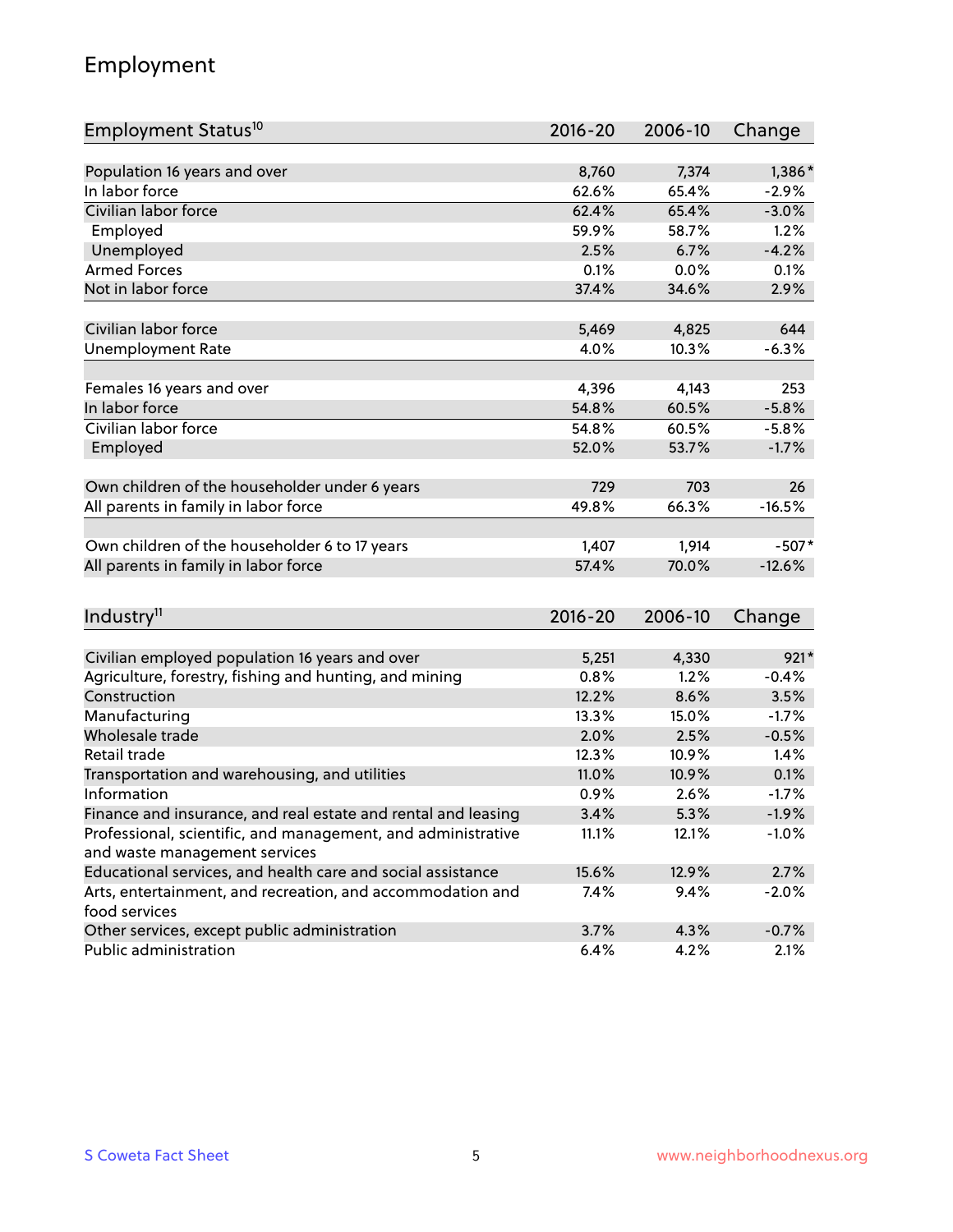## Employment

| Employment Status[10] | 2016-20 | 2006-10 | Change |
|---|---|---|---|
| Population 16 years and over | 8,760 | 7,374 | 1,386* |
| In labor force | 62.6% | 65.4% | -2.9% |
| Civilian labor force | 62.4% | 65.4% | -3.0% |
| Employed | 59.9% | 58.7% | 1.2% |
| Unemployed | 2.5% | 6.7% | -4.2% |
| Armed Forces | 0.1% | 0.0% | 0.1% |
| Not in labor force | 37.4% | 34.6% | 2.9% |
| | | | |
| Civilian labor force | 5,469 | 4,825 | 644 |
| Unemployment Rate | 4.0% | 10.3% | -6.3% |
| | | | |
| Females 16 years and over | 4,396 | 4,143 | 253 |
| In labor force | 54.8% | 60.5% | -5.8% |
| Civilian labor force | 54.8% | 60.5% | -5.8% |
| Employed | 52.0% | 53.7% | -1.7% |
| | | | |
| Own children of the householder under 6 years | 729 | 703 | 26 |
| All parents in family in labor force | 49.8% | 66.3% | -16.5% |
| | | | |
| Own children of the householder 6 to 17 years | 1,407 | 1,914 | -507* |
| All parents in family in labor force | 57.4% | 70.0% | -12.6% |

| Industry[11] | 2016-20 | 2006-10 | Change |
|---|---|---|---|
| Civilian employed population 16 years and over | 5,251 | 4,330 | 921* |
| Agriculture, forestry, fishing and hunting, and mining | 0.8% | 1.2% | -0.4% |
| Construction | 12.2% | 8.6% | 3.5% |
| Manufacturing | 13.3% | 15.0% | -1.7% |
| Wholesale trade | 2.0% | 2.5% | -0.5% |
| Retail trade | 12.3% | 10.9% | 1.4% |
| Transportation and warehousing, and utilities | 11.0% | 10.9% | 0.1% |
| Information | 0.9% | 2.6% | -1.7% |
| Finance and insurance, and real estate and rental and leasing | 3.4% | 5.3% | -1.9% |
| Professional, scientific, and management, and administrative and waste management services | 11.1% | 12.1% | -1.0% |
| Educational services, and health care and social assistance | 15.6% | 12.9% | 2.7% |
| Arts, entertainment, and recreation, and accommodation and food services | 7.4% | 9.4% | -2.0% |
| Other services, except public administration | 3.7% | 4.3% | -0.7% |
| Public administration | 6.4% | 4.2% | 2.1% |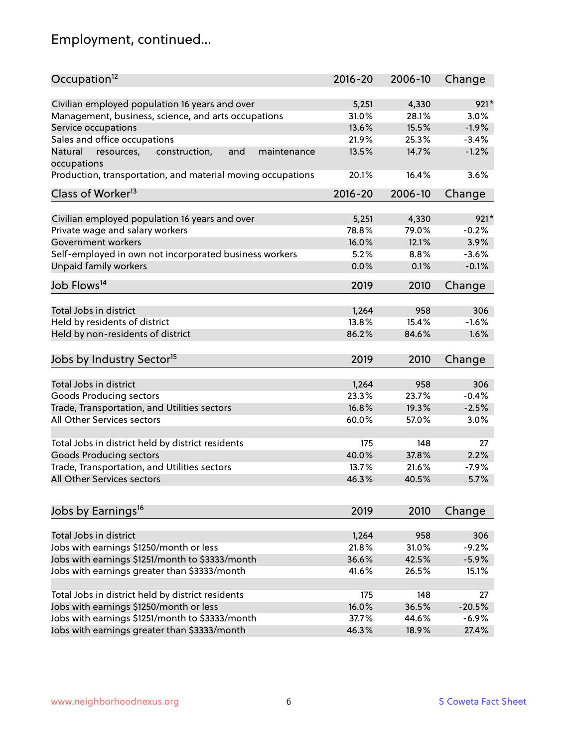## Employment, continued...

| Occupation[12] | 2016-20 | 2006-10 | Change |
|---|---|---|---|
| Civilian employed population 16 years and over | 5,251 | 4,330 | 921* |
| Management, business, science, and arts occupations | 31.0% | 28.1% | 3.0% |
| Service occupations | 13.6% | 15.5% | -1.9% |
| Sales and office occupations | 21.9% | 25.3% | -3.4% |
| Natural resources, construction, and maintenance occupations | 13.5% | 14.7% | -1.2% |
| Production, transportation, and material moving occupations | 20.1% | 16.4% | 3.6% |

| Class of Worker[13] | 2016-20 | 2006-10 | Change |
|---|---|---|---|
| Civilian employed population 16 years and over | 5,251 | 4,330 | 921* |
| Private wage and salary workers | 78.8% | 79.0% | -0.2% |
| Government workers | 16.0% | 12.1% | 3.9% |
| Self-employed in own not incorporated business workers | 5.2% | 8.8% | -3.6% |
| Unpaid family workers | 0.0% | 0.1% | -0.1% |

| Job Flows[14] | 2019 | 2010 | Change |
|---|---|---|---|
| Total Jobs in district | 1,264 | 958 | 306 |
| Held by residents of district | 13.8% | 15.4% | -1.6% |
| Held by non-residents of district | 86.2% | 84.6% | 1.6% |

| Jobs by Industry Sector[15] | 2019 | 2010 | Change |
|---|---|---|---|
| Total Jobs in district | 1,264 | 958 | 306 |
| Goods Producing sectors | 23.3% | 23.7% | -0.4% |
| Trade, Transportation, and Utilities sectors | 16.8% | 19.3% | -2.5% |
| All Other Services sectors | 60.0% | 57.0% | 3.0% |
| | | | |
| Total Jobs in district held by district residents | 175 | 148 | 27 |
| Goods Producing sectors | 40.0% | 37.8% | 2.2% |
| Trade, Transportation, and Utilities sectors | 13.7% | 21.6% | -7.9% |
| All Other Services sectors | 46.3% | 40.5% | 5.7% |

| Jobs by Earnings[16] | 2019 | 2010 | Change |
|---|---|---|---|
| Total Jobs in district | 1,264 | 958 | 306 |
| Jobs with earnings $1250/month or less | 21.8% | 31.0% | -9.2% |
| Jobs with earnings $1251/month to $3333/month | 36.6% | 42.5% | -5.9% |
| Jobs with earnings greater than $3333/month | 41.6% | 26.5% | 15.1% |
| | | | |
| Total Jobs in district held by district residents | 175 | 148 | 27 |
| Jobs with earnings $1250/month or less | 16.0% | 36.5% | -20.5% |
| Jobs with earnings $1251/month to $3333/month | 37.7% | 44.6% | -6.9% |
| Jobs with earnings greater than $3333/month | 46.3% | 18.9% | 27.4% |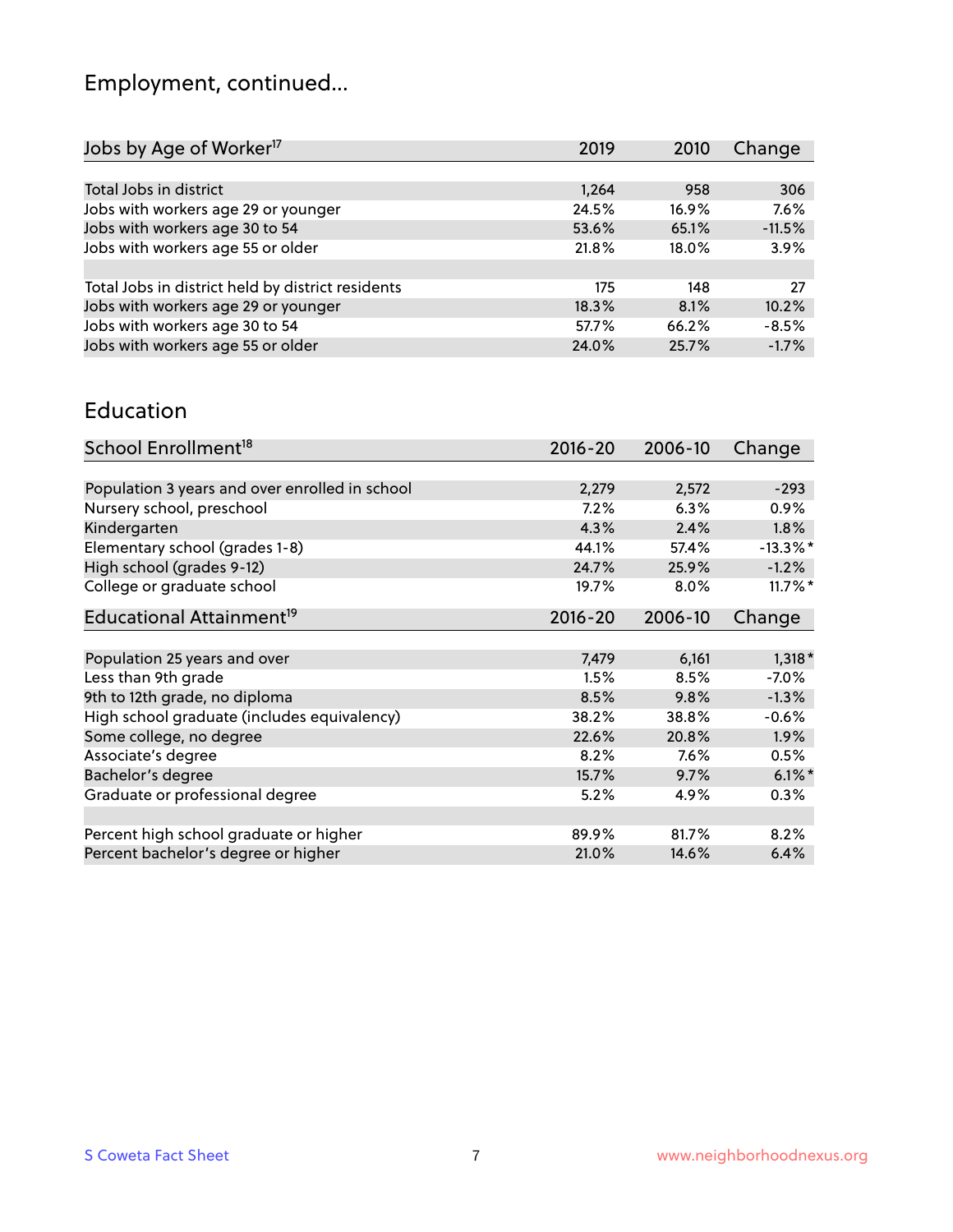# Employment, continued...

| Jobs by Age of Worker[17] | 2019 | 2010 | Change |
|---|---|---|---|
| | | | |
| Total Jobs in district | 1,264 | 958 | 306 |
| Jobs with workers age 29 or younger | 24.5% | 16.9% | 7.6% |
| Jobs with workers age 30 to 54 | 53.6% | 65.1% | -11.5% |
| Jobs with workers age 55 or older | 21.8% | 18.0% | 3.9% |
| | | | |
| Total Jobs in district held by district residents | 175 | 148 | 27 |
| Jobs with workers age 29 or younger | 18.3% | 8.1% | 10.2% |
| Jobs with workers age 30 to 54 | 57.7% | 66.2% | -8.5% |
| Jobs with workers age 55 or older | 24.0% | 25.7% | -1.7% |

## Education

| School Enrollment[18] | 2016-20 | 2006-10 | Change |
|---|---|---|---|
| | | | |
| Population 3 years and over enrolled in school | 2,279 | 2,572 | -293 |
| Nursery school, preschool | 7.2% | 6.3% | 0.9% |
| Kindergarten | 4.3% | 2.4% | 1.8% |
| Elementary school (grades 1-8) | 44.1% | 57.4% | -13.3%* |
| High school (grades 9-12) | 24.7% | 25.9% | -1.2% |
| College or graduate school | 19.7% | 8.0% | 11.7%* |

| Educational Attainment[19] | 2016-20 | 2006-10 | Change |
|---|---|---|---|
| | | | |
| Population 25 years and over | 7,479 | 6,161 | 1,318* |
| Less than 9th grade | 1.5% | 8.5% | -7.0% |
| 9th to 12th grade, no diploma | 8.5% | 9.8% | -1.3% |
| High school graduate (includes equivalency) | 38.2% | 38.8% | -0.6% |
| Some college, no degree | 22.6% | 20.8% | 1.9% |
| Associate's degree | 8.2% | 7.6% | 0.5% |
| Bachelor's degree | 15.7% | 9.7% | 6.1%* |
| Graduate or professional degree | 5.2% | 4.9% | 0.3% |
| | | | |
| Percent high school graduate or higher | 89.9% | 81.7% | 8.2% |
| Percent bachelor's degree or higher | 21.0% | 14.6% | 6.4% |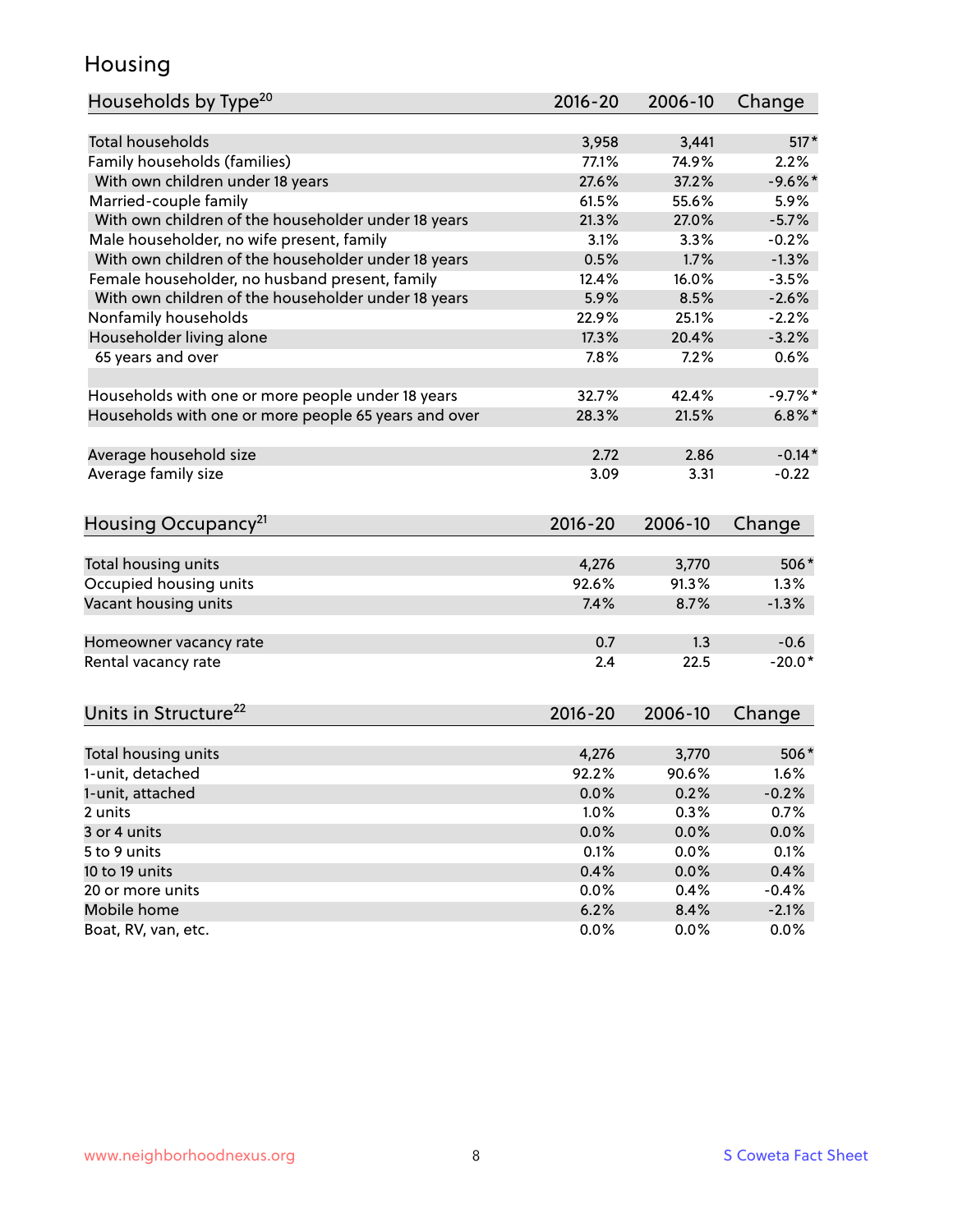# Housing

| Households by Type[20] | 2016-20 | 2006-10 | Change |
|---|---|---|---|
| Total households | 3,958 | 3,441 | 517* |
| Family households (families) | 77.1% | 74.9% | 2.2% |
| With own children under 18 years | 27.6% | 37.2% | -9.6%* |
| Married-couple family | 61.5% | 55.6% | 5.9% |
| With own children of the householder under 18 years | 21.3% | 27.0% | -5.7% |
| Male householder, no wife present, family | 3.1% | 3.3% | -0.2% |
| With own children of the householder under 18 years | 0.5% | 1.7% | -1.3% |
| Female householder, no husband present, family | 12.4% | 16.0% | -3.5% |
| With own children of the householder under 18 years | 5.9% | 8.5% | -2.6% |
| Nonfamily households | 22.9% | 25.1% | -2.2% |
| Householder living alone | 17.3% | 20.4% | -3.2% |
| 65 years and over | 7.8% | 7.2% | 0.6% |
| | | | |
| Households with one or more people under 18 years | 32.7% | 42.4% | -9.7%* |
| Households with one or more people 65 years and over | 28.3% | 21.5% | 6.8%* |
| | | | |
| Average household size | 2.72 | 2.86 | -0.14* |
| Average family size | 3.09 | 3.31 | -0.22 |

| Housing Occupancy[21] | 2016-20 | 2006-10 | Change |
|---|---|---|---|
| Total housing units | 4,276 | 3,770 | 506* |
| Occupied housing units | 92.6% | 91.3% | 1.3% |
| Vacant housing units | 7.4% | 8.7% | -1.3% |
| | | | |
| Homeowner vacancy rate | 0.7 | 1.3 | -0.6 |
| Rental vacancy rate | 2.4 | 22.5 | -20.0* |

| Units in Structure[22] | 2016-20 | 2006-10 | Change |
|---|---|---|---|
| Total housing units | 4,276 | 3,770 | 506* |
| 1-unit, detached | 92.2% | 90.6% | 1.6% |
| 1-unit, attached | 0.0% | 0.2% | -0.2% |
| 2 units | 1.0% | 0.3% | 0.7% |
| 3 or 4 units | 0.0% | 0.0% | 0.0% |
| 5 to 9 units | 0.1% | 0.0% | 0.1% |
| 10 to 19 units | 0.4% | 0.0% | 0.4% |
| 20 or more units | 0.0% | 0.4% | -0.4% |
| Mobile home | 6.2% | 8.4% | -2.1% |
| Boat, RV, van, etc. | 0.0% | 0.0% | 0.0% |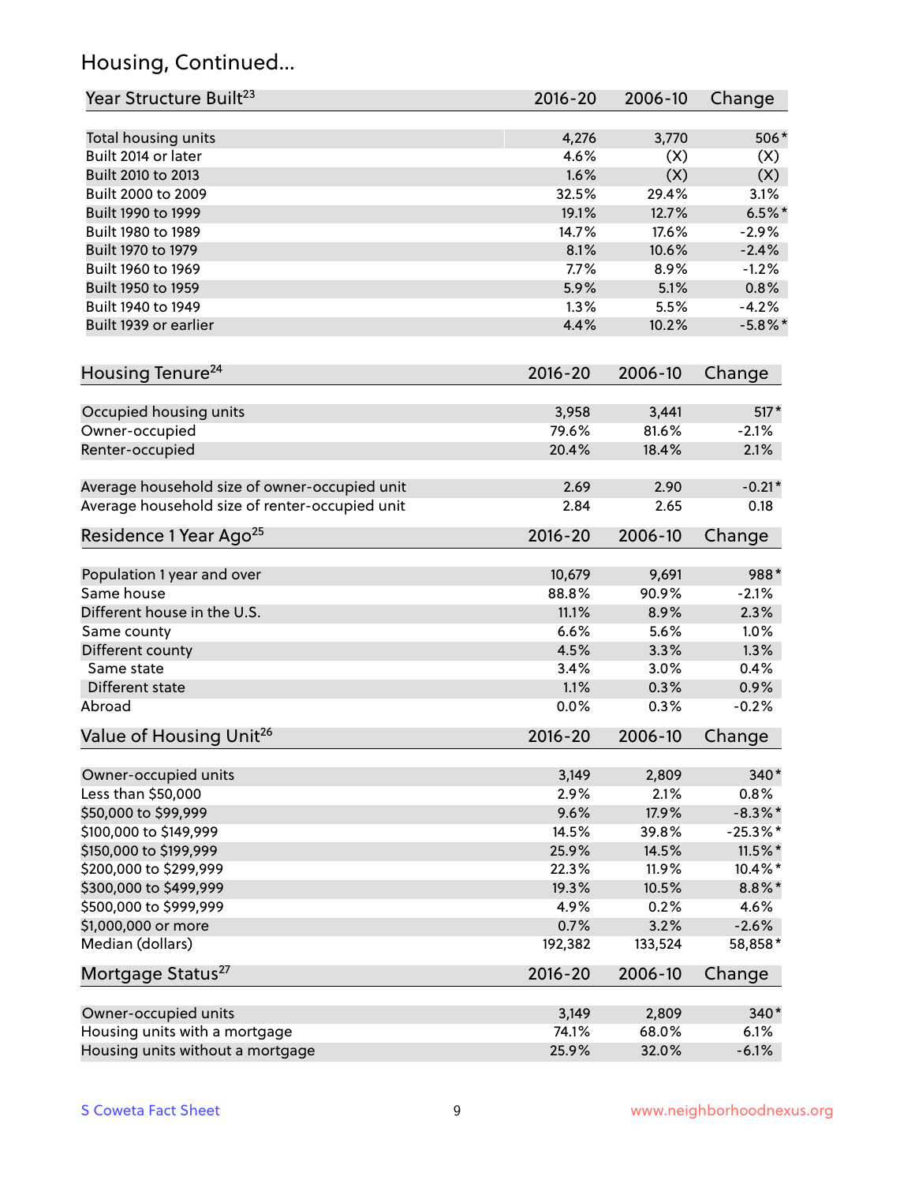## Housing, Continued...

| Year Structure Built[23] | 2016-20 | 2006-10 | Change |
|---|---|---|---|
| Total housing units | 4,276 | 3,770 | 506* |
| Built 2014 or later | 4.6% | (X) | (X) |
| Built 2010 to 2013 | 1.6% | (X) | (X) |
| Built 2000 to 2009 | 32.5% | 29.4% | 3.1% |
| Built 1990 to 1999 | 19.1% | 12.7% | 6.5%* |
| Built 1980 to 1989 | 14.7% | 17.6% | -2.9% |
| Built 1970 to 1979 | 8.1% | 10.6% | -2.4% |
| Built 1960 to 1969 | 7.7% | 8.9% | -1.2% |
| Built 1950 to 1959 | 5.9% | 5.1% | 0.8% |
| Built 1940 to 1949 | 1.3% | 5.5% | -4.2% |
| Built 1939 or earlier | 4.4% | 10.2% | -5.8%* |

| Housing Tenure[24] | 2016-20 | 2006-10 | Change |
|---|---|---|---|
| Occupied housing units | 3,958 | 3,441 | 517* |
| Owner-occupied | 79.6% | 81.6% | -2.1% |
| Renter-occupied | 20.4% | 18.4% | 2.1% |
| Average household size of owner-occupied unit | 2.69 | 2.90 | -0.21* |
| Average household size of renter-occupied unit | 2.84 | 2.65 | 0.18 |

| Residence 1 Year Ago[25] | 2016-20 | 2006-10 | Change |
|---|---|---|---|
| Population 1 year and over | 10,679 | 9,691 | 988* |
| Same house | 88.8% | 90.9% | -2.1% |
| Different house in the U.S. | 11.1% | 8.9% | 2.3% |
| Same county | 6.6% | 5.6% | 1.0% |
| Different county | 4.5% | 3.3% | 1.3% |
| Same state | 3.4% | 3.0% | 0.4% |
| Different state | 1.1% | 0.3% | 0.9% |
| Abroad | 0.0% | 0.3% | -0.2% |

| Value of Housing Unit[26] | 2016-20 | 2006-10 | Change |
|---|---|---|---|
| Owner-occupied units | 3,149 | 2,809 | 340* |
| Less than $50,000 | 2.9% | 2.1% | 0.8% |
| $50,000 to $99,999 | 9.6% | 17.9% | -8.3%* |
| $100,000 to $149,999 | 14.5% | 39.8% | -25.3%* |
| $150,000 to $199,999 | 25.9% | 14.5% | 11.5%* |
| $200,000 to $299,999 | 22.3% | 11.9% | 10.4%* |
| $300,000 to $499,999 | 19.3% | 10.5% | 8.8%* |
| $500,000 to $999,999 | 4.9% | 0.2% | 4.6% |
| $1,000,000 or more | 0.7% | 3.2% | -2.6% |
| Median (dollars) | 192,382 | 133,524 | 58,858* |

| Mortgage Status[27] | 2016-20 | 2006-10 | Change |
|---|---|---|---|
| Owner-occupied units | 3,149 | 2,809 | 340* |
| Housing units with a mortgage | 74.1% | 68.0% | 6.1% |
| Housing units without a mortgage | 25.9% | 32.0% | -6.1% |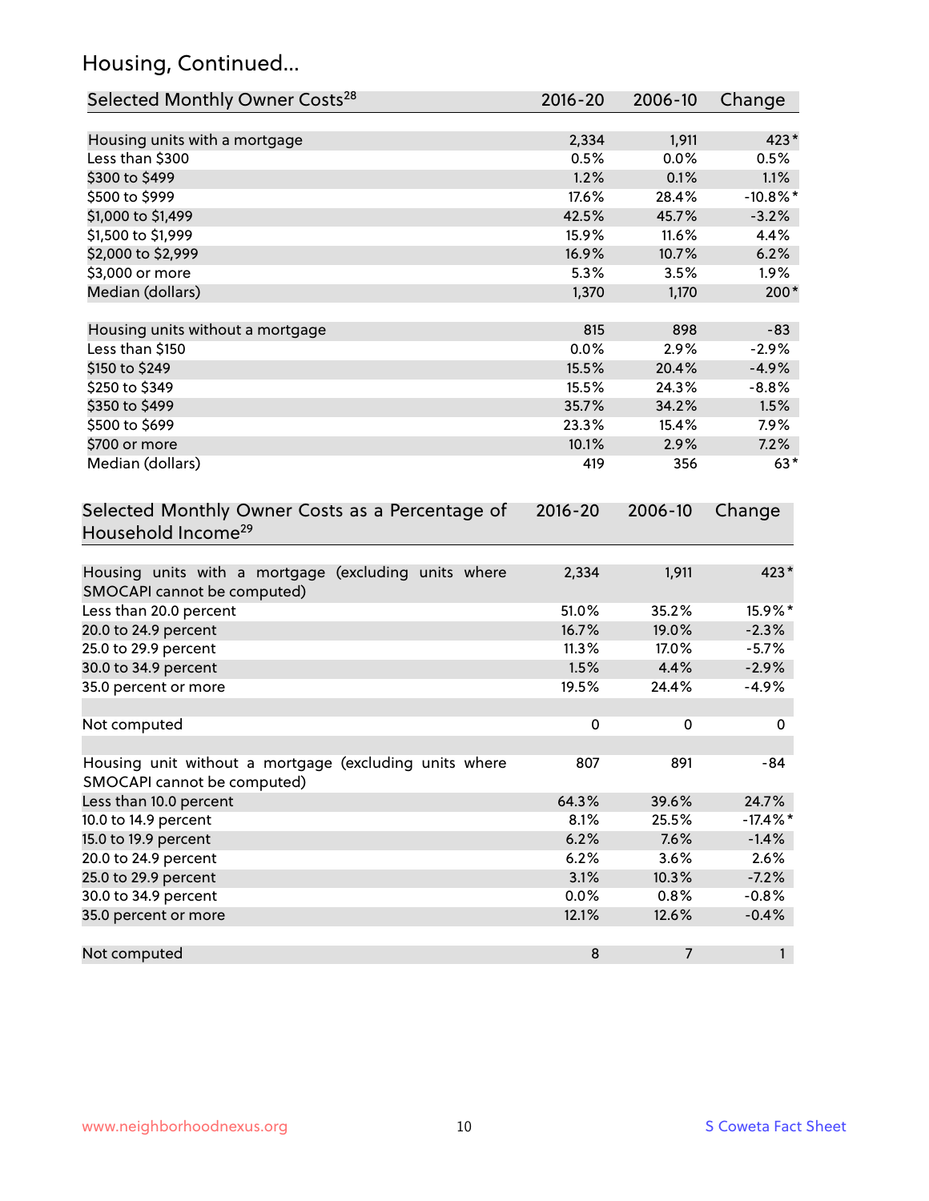## Housing, Continued...

| Selected Monthly Owner Costs[28] | 2016-20 | 2006-10 | Change |
|---|---|---|---|
| Housing units with a mortgage | 2,334 | 1,911 | 423* |
| Less than $300 | 0.5% | 0.0% | 0.5% |
| $300 to $499 | 1.2% | 0.1% | 1.1% |
| $500 to $999 | 17.6% | 28.4% | -10.8%* |
| $1,000 to $1,499 | 42.5% | 45.7% | -3.2% |
| $1,500 to $1,999 | 15.9% | 11.6% | 4.4% |
| $2,000 to $2,999 | 16.9% | 10.7% | 6.2% |
| $3,000 or more | 5.3% | 3.5% | 1.9% |
| Median (dollars) | 1,370 | 1,170 | 200* |
| | | | |
| Housing units without a mortgage | 815 | 898 | -83 |
| Less than $150 | 0.0% | 2.9% | -2.9% |
| $150 to $249 | 15.5% | 20.4% | -4.9% |
| $250 to $349 | 15.5% | 24.3% | -8.8% |
| $350 to $499 | 35.7% | 34.2% | 1.5% |
| $500 to $699 | 23.3% | 15.4% | 7.9% |
| $700 or more | 10.1% | 2.9% | 7.2% |
| Median (dollars) | 419 | 356 | 63* |

| Selected Monthly Owner Costs as a Percentage of Household Income[29] | 2016-20 | 2006-10 | Change |
|---|---|---|---|
| Housing units with a mortgage (excluding units where SMOCAPI cannot be computed) | 2,334 | 1,911 | 423* |
| Less than 20.0 percent | 51.0% | 35.2% | 15.9%* |
| 20.0 to 24.9 percent | 16.7% | 19.0% | -2.3% |
| 25.0 to 29.9 percent | 11.3% | 17.0% | -5.7% |
| 30.0 to 34.9 percent | 1.5% | 4.4% | -2.9% |
| 35.0 percent or more | 19.5% | 24.4% | -4.9% |
| | | | |
| Not computed | 0 | 0 | 0 |
| | | | |
| Housing unit without a mortgage (excluding units where SMOCAPI cannot be computed) | 807 | 891 | -84 |
| Less than 10.0 percent | 64.3% | 39.6% | 24.7% |
| 10.0 to 14.9 percent | 8.1% | 25.5% | -17.4%* |
| 15.0 to 19.9 percent | 6.2% | 7.6% | -1.4% |
| 20.0 to 24.9 percent | 6.2% | 3.6% | 2.6% |
| 25.0 to 29.9 percent | 3.1% | 10.3% | -7.2% |
| 30.0 to 34.9 percent | 0.0% | 0.8% | -0.8% |
| 35.0 percent or more | 12.1% | 12.6% | -0.4% |
| | | | |
| Not computed | 8 | 7 | 1 |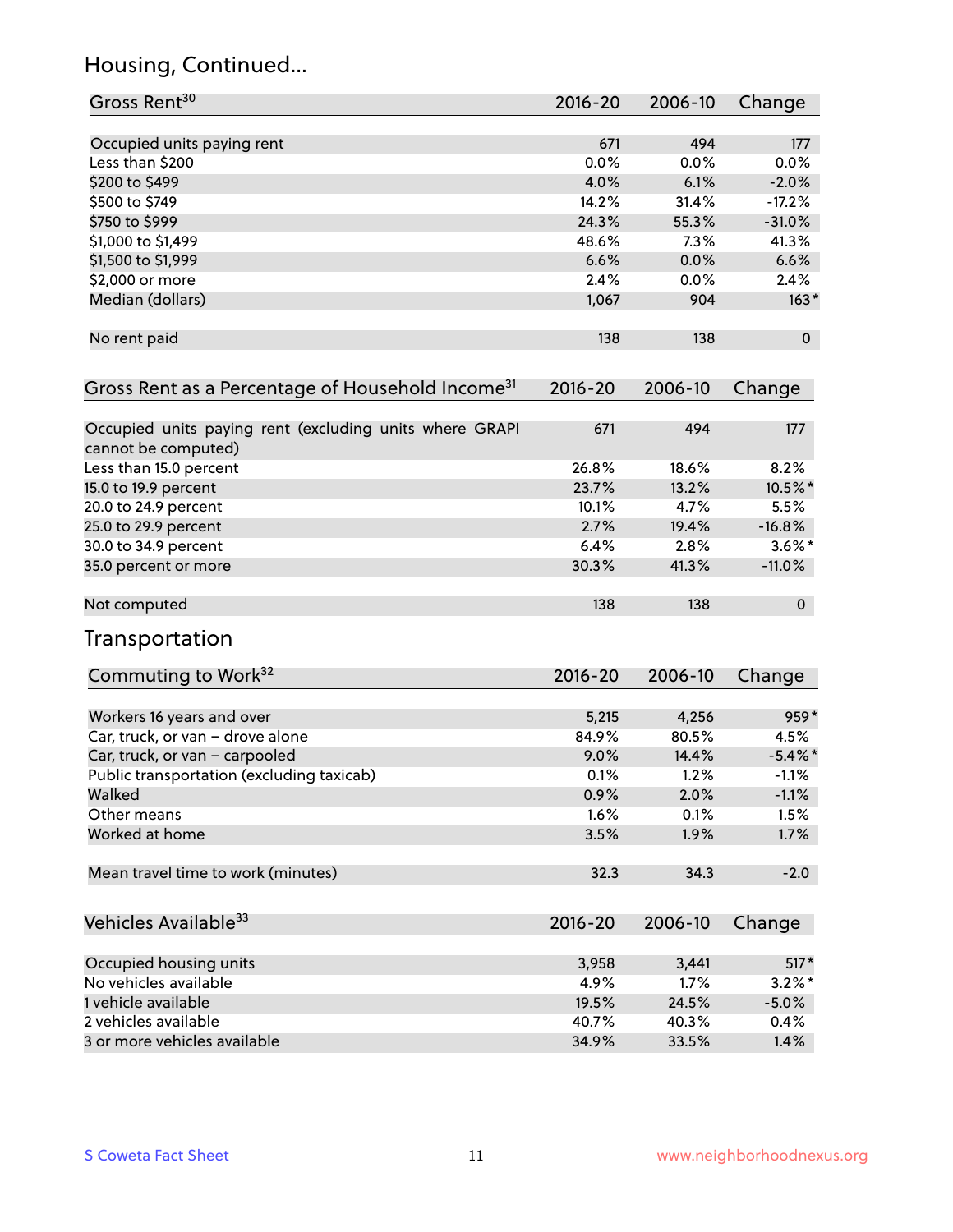## Housing, Continued...

| Gross Rent[30] | 2016-20 | 2006-10 | Change |
|---|---|---|---|
| Occupied units paying rent | 671 | 494 | 177 |
| Less than $200 | 0.0% | 0.0% | 0.0% |
| $200 to $499 | 4.0% | 6.1% | -2.0% |
| $500 to $749 | 14.2% | 31.4% | -17.2% |
| $750 to $999 | 24.3% | 55.3% | -31.0% |
| $1,000 to $1,499 | 48.6% | 7.3% | 41.3% |
| $1,500 to $1,999 | 6.6% | 0.0% | 6.6% |
| $2,000 or more | 2.4% | 0.0% | 2.4% |
| Median (dollars) | 1,067 | 904 | 163* |
| No rent paid | 138 | 138 | 0 |

| Gross Rent as a Percentage of Household Income[31] | 2016-20 | 2006-10 | Change |
|---|---|---|---|
| Occupied units paying rent (excluding units where GRAPI cannot be computed) | 671 | 494 | 177 |
| Less than 15.0 percent | 26.8% | 18.6% | 8.2% |
| 15.0 to 19.9 percent | 23.7% | 13.2% | 10.5%* |
| 20.0 to 24.9 percent | 10.1% | 4.7% | 5.5% |
| 25.0 to 29.9 percent | 2.7% | 19.4% | -16.8% |
| 30.0 to 34.9 percent | 6.4% | 2.8% | 3.6%* |
| 35.0 percent or more | 30.3% | 41.3% | -11.0% |
| Not computed | 138 | 138 | 0 |

## Transportation

| Commuting to Work[32] | 2016-20 | 2006-10 | Change |
|---|---|---|---|
| Workers 16 years and over | 5,215 | 4,256 | 959* |
| Car, truck, or van – drove alone | 84.9% | 80.5% | 4.5% |
| Car, truck, or van – carpooled | 9.0% | 14.4% | -5.4%* |
| Public transportation (excluding taxicab) | 0.1% | 1.2% | -1.1% |
| Walked | 0.9% | 2.0% | -1.1% |
| Other means | 1.6% | 0.1% | 1.5% |
| Worked at home | 3.5% | 1.9% | 1.7% |
| Mean travel time to work (minutes) | 32.3 | 34.3 | -2.0 |

| Vehicles Available[33] | 2016-20 | 2006-10 | Change |
|---|---|---|---|
| Occupied housing units | 3,958 | 3,441 | 517* |
| No vehicles available | 4.9% | 1.7% | 3.2%* |
| 1 vehicle available | 19.5% | 24.5% | -5.0% |
| 2 vehicles available | 40.7% | 40.3% | 0.4% |
| 3 or more vehicles available | 34.9% | 33.5% | 1.4% |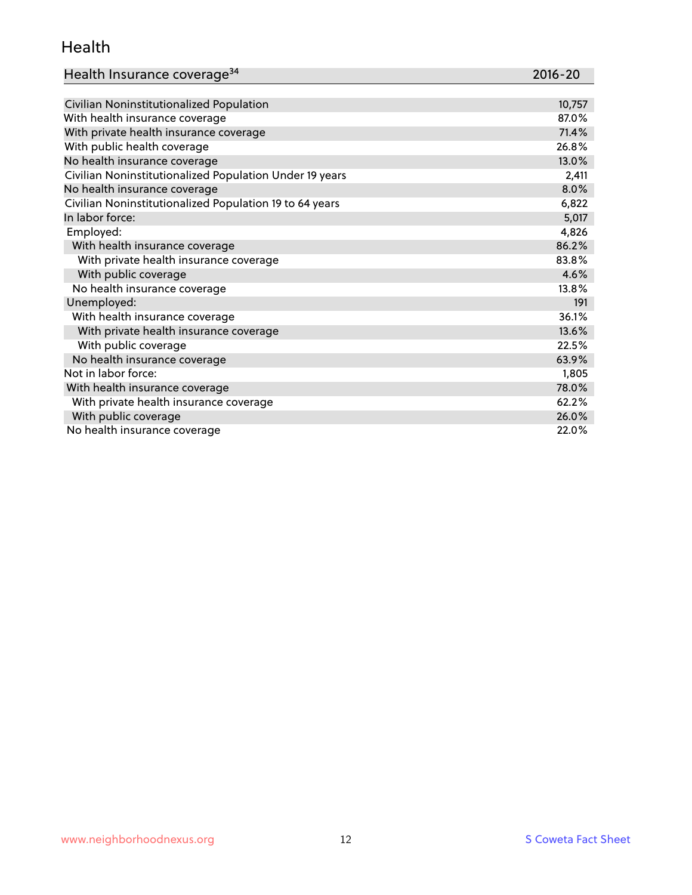## Health

| Health Insurance coverage[34] | 2016-20 |
|---|---|
| Civilian Noninstitutionalized Population | 10,757 |
| With health insurance coverage | 87.0% |
| With private health insurance coverage | 71.4% |
| With public health coverage | 26.8% |
| No health insurance coverage | 13.0% |
| Civilian Noninstitutionalized Population Under 19 years | 2,411 |
| No health insurance coverage | 8.0% |
| Civilian Noninstitutionalized Population 19 to 64 years | 6,822 |
| In labor force: | 5,017 |
| Employed: | 4,826 |
| With health insurance coverage | 86.2% |
| With private health insurance coverage | 83.8% |
| With public coverage | 4.6% |
| No health insurance coverage | 13.8% |
| Unemployed: | 191 |
| With health insurance coverage | 36.1% |
| With private health insurance coverage | 13.6% |
| With public coverage | 22.5% |
| No health insurance coverage | 63.9% |
| Not in labor force: | 1,805 |
| With health insurance coverage | 78.0% |
| With private health insurance coverage | 62.2% |
| With public coverage | 26.0% |
| No health insurance coverage | 22.0% |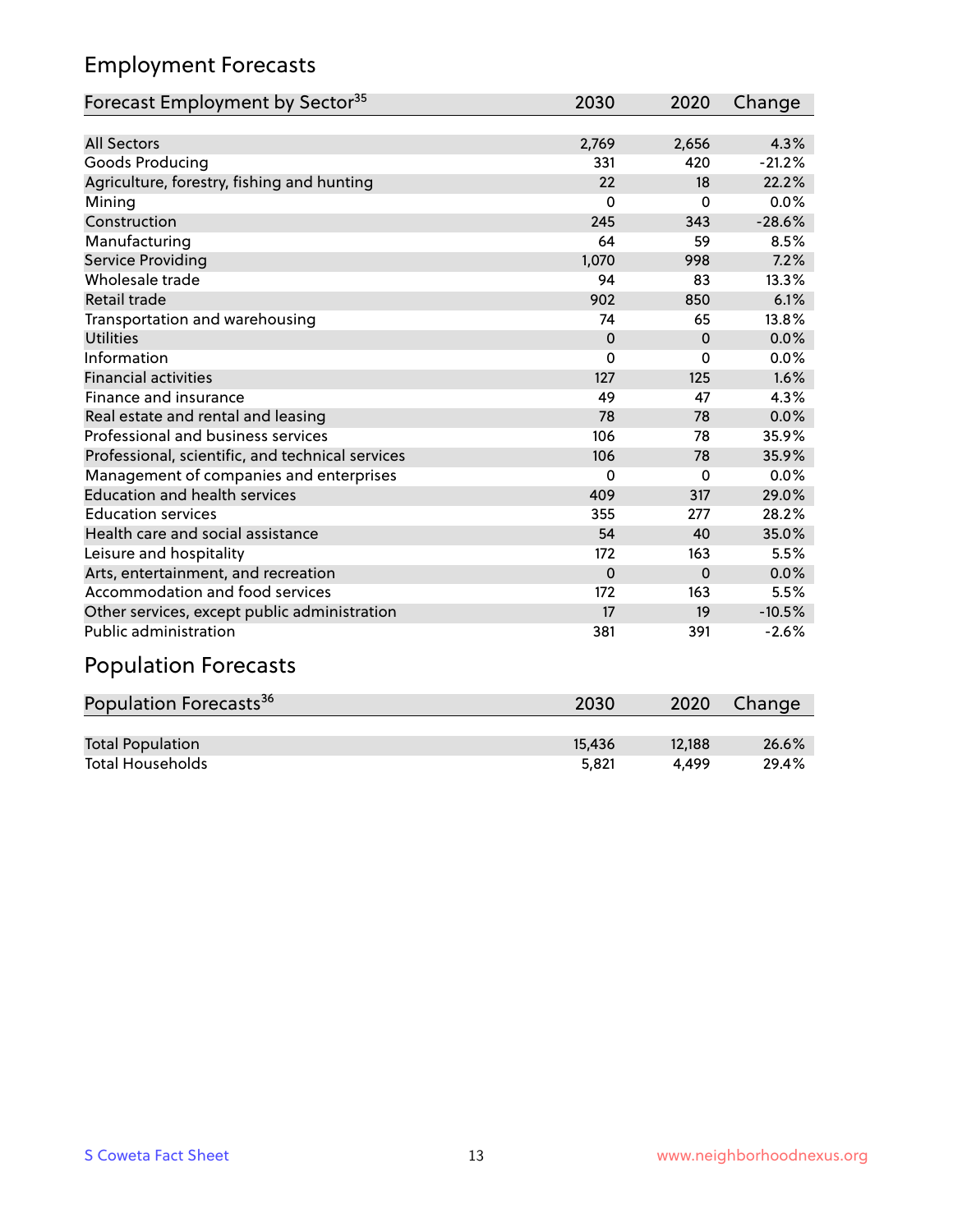## Employment Forecasts

| Forecast Employment by Sector[35] | 2030 | 2020 | Change |
|---|---|---|---|
| All Sectors | 2,769 | 2,656 | 4.3% |
| Goods Producing | 331 | 420 | -21.2% |
| Agriculture, forestry, fishing and hunting | 22 | 18 | 22.2% |
| Mining | 0 | 0 | 0.0% |
| Construction | 245 | 343 | -28.6% |
| Manufacturing | 64 | 59 | 8.5% |
| Service Providing | 1,070 | 998 | 7.2% |
| Wholesale trade | 94 | 83 | 13.3% |
| Retail trade | 902 | 850 | 6.1% |
| Transportation and warehousing | 74 | 65 | 13.8% |
| Utilities | 0 | 0 | 0.0% |
| Information | 0 | 0 | 0.0% |
| Financial activities | 127 | 125 | 1.6% |
| Finance and insurance | 49 | 47 | 4.3% |
| Real estate and rental and leasing | 78 | 78 | 0.0% |
| Professional and business services | 106 | 78 | 35.9% |
| Professional, scientific, and technical services | 106 | 78 | 35.9% |
| Management of companies and enterprises | 0 | 0 | 0.0% |
| Education and health services | 409 | 317 | 29.0% |
| Education services | 355 | 277 | 28.2% |
| Health care and social assistance | 54 | 40 | 35.0% |
| Leisure and hospitality | 172 | 163 | 5.5% |
| Arts, entertainment, and recreation | 0 | 0 | 0.0% |
| Accommodation and food services | 172 | 163 | 5.5% |
| Other services, except public administration | 17 | 19 | -10.5% |
| Public administration | 381 | 391 | -2.6% |

## Population Forecasts

| Population Forecasts[36] | 2030 | 2020 | Change |
|---|---|---|---|
| Total Population | 15,436 | 12,188 | 26.6% |
| Total Households | 5,821 | 4,499 | 29.4% |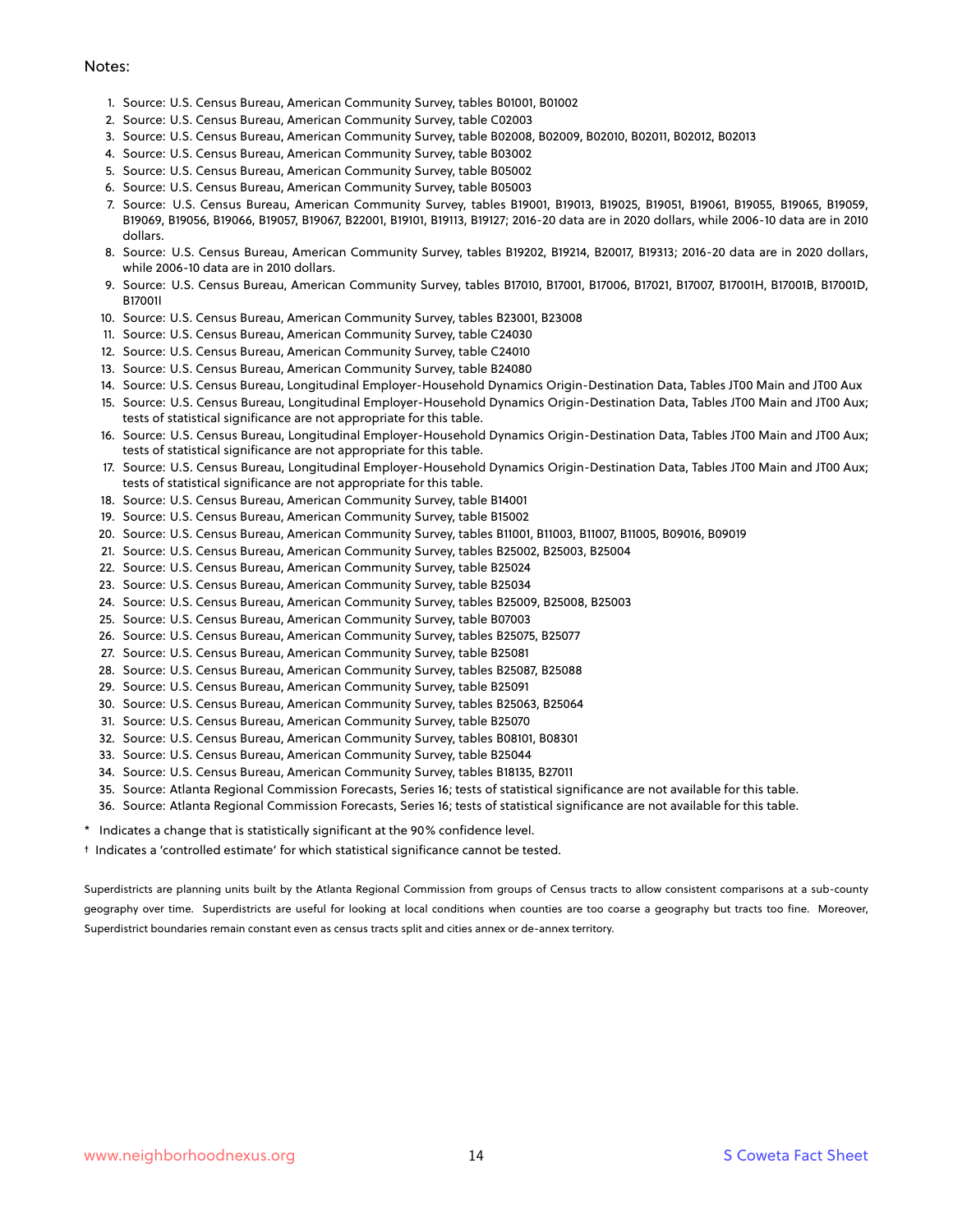Notes:

1. Source: U.S. Census Bureau, American Community Survey, tables B01001, B01002
2. Source: U.S. Census Bureau, American Community Survey, table C02003
3. Source: U.S. Census Bureau, American Community Survey, table B02008, B02009, B02010, B02011, B02012, B02013
4. Source: U.S. Census Bureau, American Community Survey, table B03002
5. Source: U.S. Census Bureau, American Community Survey, table B05002
6. Source: U.S. Census Bureau, American Community Survey, table B05003
7. Source: U.S. Census Bureau, American Community Survey, tables B19001, B19013, B19025, B19051, B19061, B19055, B19065, B19059, B19069, B19056, B19066, B19057, B19067, B22001, B19101, B19113, B19127; 2016-20 data are in 2020 dollars, while 2006-10 data are in 2010 dollars.
8. Source: U.S. Census Bureau, American Community Survey, tables B19202, B19214, B20017, B19313; 2016-20 data are in 2020 dollars, while 2006-10 data are in 2010 dollars.
9. Source: U.S. Census Bureau, American Community Survey, tables B17010, B17001, B17006, B17021, B17007, B17001H, B17001B, B17001D, B17001I
10. Source: U.S. Census Bureau, American Community Survey, tables B23001, B23008
11. Source: U.S. Census Bureau, American Community Survey, table C24030
12. Source: U.S. Census Bureau, American Community Survey, table C24010
13. Source: U.S. Census Bureau, American Community Survey, table B24080
14. Source: U.S. Census Bureau, Longitudinal Employer-Household Dynamics Origin-Destination Data, Tables JT00 Main and JT00 Aux
15. Source: U.S. Census Bureau, Longitudinal Employer-Household Dynamics Origin-Destination Data, Tables JT00 Main and JT00 Aux; tests of statistical significance are not appropriate for this table.
16. Source: U.S. Census Bureau, Longitudinal Employer-Household Dynamics Origin-Destination Data, Tables JT00 Main and JT00 Aux; tests of statistical significance are not appropriate for this table.
17. Source: U.S. Census Bureau, Longitudinal Employer-Household Dynamics Origin-Destination Data, Tables JT00 Main and JT00 Aux; tests of statistical significance are not appropriate for this table.
18. Source: U.S. Census Bureau, American Community Survey, table B14001
19. Source: U.S. Census Bureau, American Community Survey, table B15002
20. Source: U.S. Census Bureau, American Community Survey, tables B11001, B11003, B11007, B11005, B09016, B09019
21. Source: U.S. Census Bureau, American Community Survey, tables B25002, B25003, B25004
22. Source: U.S. Census Bureau, American Community Survey, table B25024
23. Source: U.S. Census Bureau, American Community Survey, table B25034
24. Source: U.S. Census Bureau, American Community Survey, tables B25009, B25008, B25003
25. Source: U.S. Census Bureau, American Community Survey, table B07003
26. Source: U.S. Census Bureau, American Community Survey, tables B25075, B25077
27. Source: U.S. Census Bureau, American Community Survey, table B25081
28. Source: U.S. Census Bureau, American Community Survey, tables B25087, B25088
29. Source: U.S. Census Bureau, American Community Survey, table B25091
30. Source: U.S. Census Bureau, American Community Survey, tables B25063, B25064
31. Source: U.S. Census Bureau, American Community Survey, table B25070
32. Source: U.S. Census Bureau, American Community Survey, tables B08101, B08301
33. Source: U.S. Census Bureau, American Community Survey, table B25044
34. Source: U.S. Census Bureau, American Community Survey, tables B18135, B27011
35. Source: Atlanta Regional Commission Forecasts, Series 16; tests of statistical significance are not available for this table.
36. Source: Atlanta Regional Commission Forecasts, Series 16; tests of statistical significance are not available for this table.

\* Indicates a change that is statistically significant at the 90% confidence level.

† Indicates a 'controlled estimate' for which statistical significance cannot be tested.

Superdistricts are planning units built by the Atlanta Regional Commission from groups of Census tracts to allow consistent comparisons at a sub-county geography over time. Superdistricts are useful for looking at local conditions when counties are too coarse a geography but tracts too fine. Moreover, Superdistrict boundaries remain constant even as census tracts split and cities annex or de-annex territory.